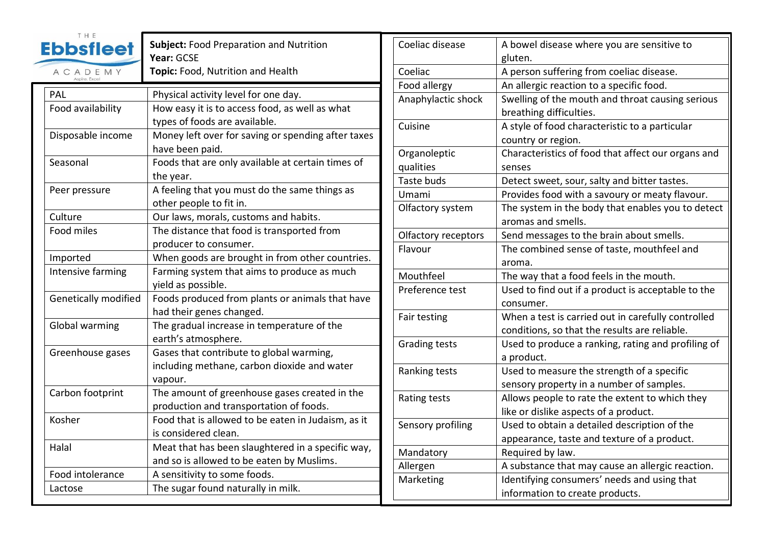THE Ebbsfleet ACADEMY

Aspire, Excel

**Subject:** Food Preparation and Nutrition
**Year:** GCSE
**Topic:** Food, Nutrition and Health

| Term | Definition |
|---|---|
| PAL | Physical activity level for one day. |
| Food availability | How easy it is to access food, as well as what types of foods are available. |
| Disposable income | Money left over for saving or spending after taxes have been paid. |
| Seasonal | Foods that are only available at certain times of the year. |
| Peer pressure | A feeling that you must do the same things as other people to fit in. |
| Culture | Our laws, morals, customs and habits. |
| Food miles | The distance that food is transported from producer to consumer. |
| Imported | When goods are brought in from other countries. |
| Intensive farming | Farming system that aims to produce as much yield as possible. |
| Genetically modified | Foods produced from plants or animals that have had their genes changed. |
| Global warming | The gradual increase in temperature of the earth's atmosphere. |
| Greenhouse gases | Gases that contribute to global warming, including methane, carbon dioxide and water vapour. |
| Carbon footprint | The amount of greenhouse gases created in the production and transportation of foods. |
| Kosher | Food that is allowed to be eaten in Judaism, as it is considered clean. |
| Halal | Meat that has been slaughtered in a specific way, and so is allowed to be eaten by Muslims. |
| Food intolerance | A sensitivity to some foods. |
| Lactose | The sugar found naturally in milk. |

| Term | Definition |
|---|---|
| Coeliac disease | A bowel disease where you are sensitive to gluten. |
| Coeliac | A person suffering from coeliac disease. |
| Food allergy | An allergic reaction to a specific food. |
| Anaphylactic shock | Swelling of the mouth and throat causing serious breathing difficulties. |
| Cuisine | A style of food characteristic to a particular country or region. |
| Organoleptic qualities | Characteristics of food that affect our organs and senses |
| Taste buds | Detect sweet, sour, salty and bitter tastes. |
| Umami | Provides food with a savoury or meaty flavour. |
| Olfactory system | The system in the body that enables you to detect aromas and smells. |
| Olfactory receptors | Send messages to the brain about smells. |
| Flavour | The combined sense of taste, mouthfeel and aroma. |
| Mouthfeel | The way that a food feels in the mouth. |
| Preference test | Used to find out if a product is acceptable to the consumer. |
| Fair testing | When a test is carried out in carefully controlled conditions, so that the results are reliable. |
| Grading tests | Used to produce a ranking, rating and profiling of a product. |
| Ranking tests | Used to measure the strength of a specific sensory property in a number of samples. |
| Rating tests | Allows people to rate the extent to which they like or dislike aspects of a product. |
| Sensory profiling | Used to obtain a detailed description of the appearance, taste and texture of a product. |
| Mandatory | Required by law. |
| Allergen | A substance that may cause an allergic reaction. |
| Marketing | Identifying consumers' needs and using that information to create products. |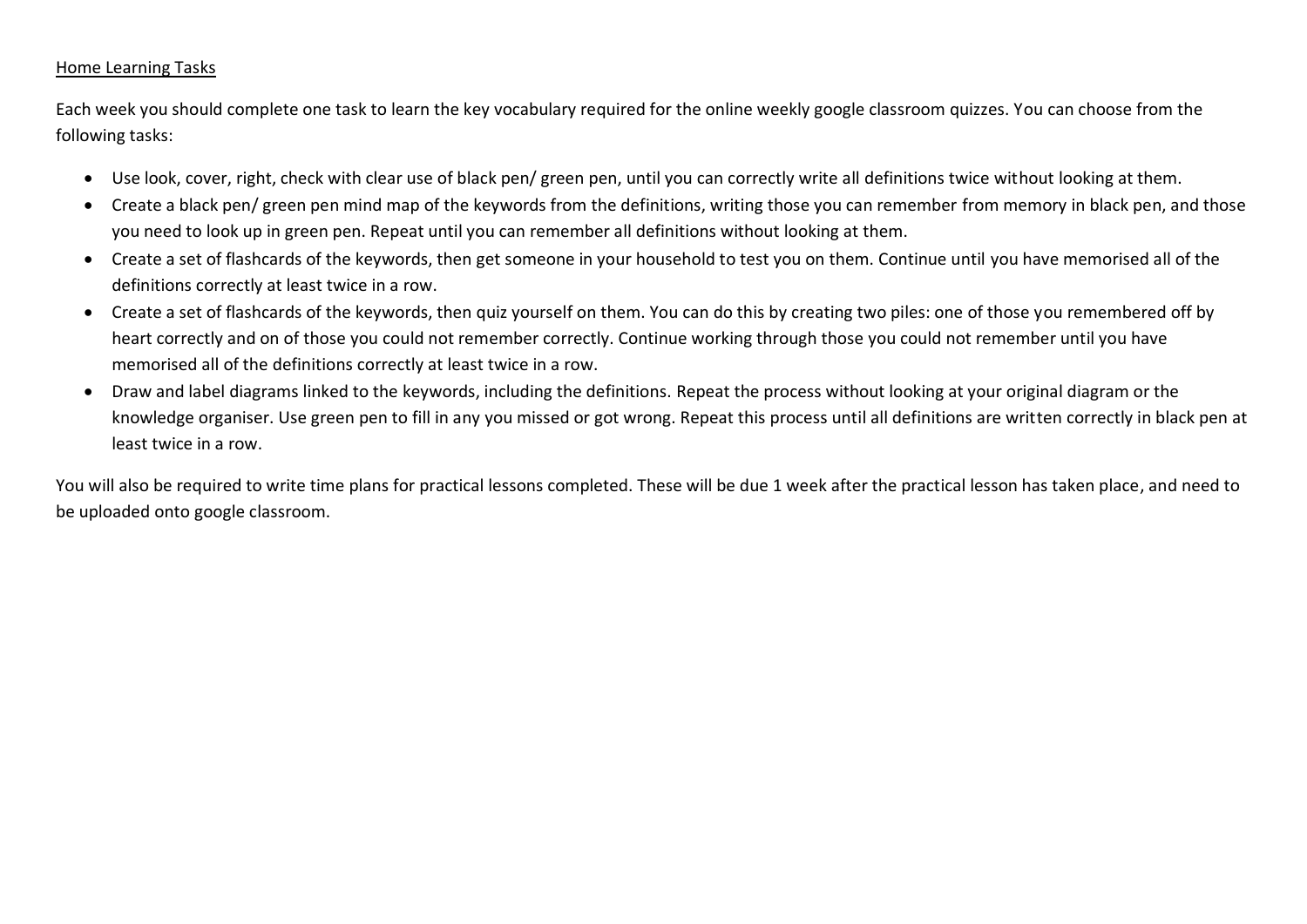Home Learning Tasks

Each week you should complete one task to learn the key vocabulary required for the online weekly google classroom quizzes. You can choose from the following tasks:

- Use look, cover, right, check with clear use of black pen/ green pen, until you can correctly write all definitions twice without looking at them.
- Create a black pen/ green pen mind map of the keywords from the definitions, writing those you can remember from memory in black pen, and those you need to look up in green pen. Repeat until you can remember all definitions without looking at them.
- Create a set of flashcards of the keywords, then get someone in your household to test you on them. Continue until you have memorised all of the definitions correctly at least twice in a row.
- Create a set of flashcards of the keywords, then quiz yourself on them. You can do this by creating two piles: one of those you remembered off by heart correctly and on of those you could not remember correctly. Continue working through those you could not remember until you have memorised all of the definitions correctly at least twice in a row.
- Draw and label diagrams linked to the keywords, including the definitions. Repeat the process without looking at your original diagram or the knowledge organiser. Use green pen to fill in any you missed or got wrong. Repeat this process until all definitions are written correctly in black pen at least twice in a row.

You will also be required to write time plans for practical lessons completed. These will be due 1 week after the practical lesson has taken place, and need to be uploaded onto google classroom.